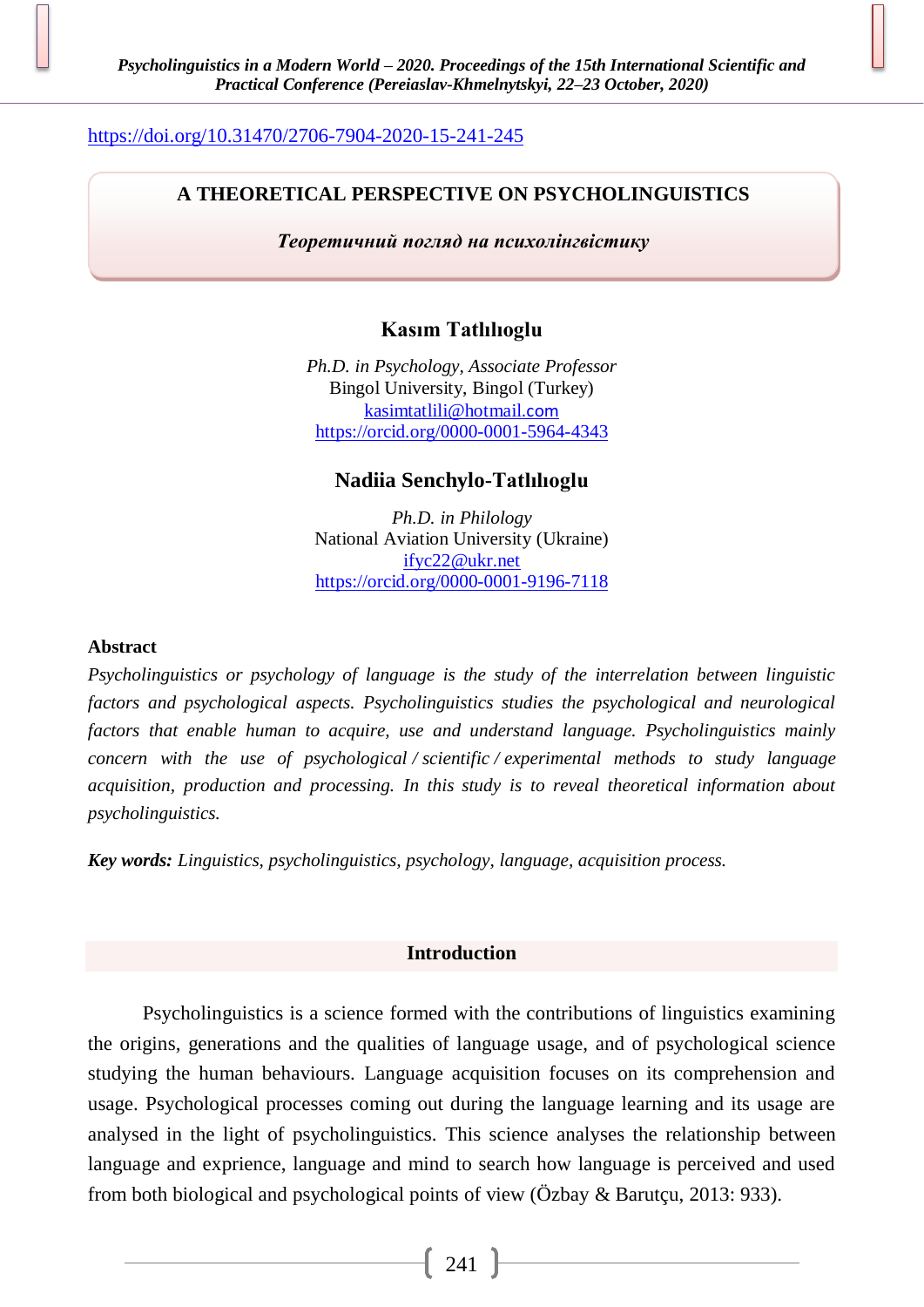https://doi.org/10.31470/2706-7904-2020-15-241-245

# A THEORETICAL PERSPECTIVE ON PSYCHOLINGUISTICS

***Теоретичний погляд на психолінгвістику***

**Kasım Tatlılıoglu**

*Ph.D. in Psychology, Associate Professor*
Bingol University, Bingol (Turkey)
kasimtatlili@hotmail.com
https://orcid.org/0000-0001-5964-4343

**Nadiia Senchylo-Tatlılıoglu**

*Ph.D. in Philology*
National Aviation University (Ukraine)
ifyc22@ukr.net
https://orcid.org/0000-0001-9196-7118

**Abstract**

*Psycholinguistics or psychology of language is the study of the interrelation between linguistic factors and psychological aspects. Psycholinguistics studies the psychological and neurological factors that enable human to acquire, use and understand language. Psycholinguistics mainly concern with the use of psychological / scientific / experimental methods to study language acquisition, production and processing. In this study is to reveal theoretical information about psycholinguistics.*

***Key words:*** *Linguistics, psycholinguistics, psychology, language, acquisition process.*

## Introduction

Psycholinguistics is a science formed with the contributions of linguistics examining the origins, generations and the qualities of language usage, and of psychological science studying the human behaviours. Language acquisition focuses on its comprehension and usage. Psychological processes coming out during the language learning and its usage are analysed in the light of psycholinguistics. This science analyses the relationship between language and exprience, language and mind to search how language is perceived and used from both biological and psychological points of view (Özbay & Barutçu, 2013: 933).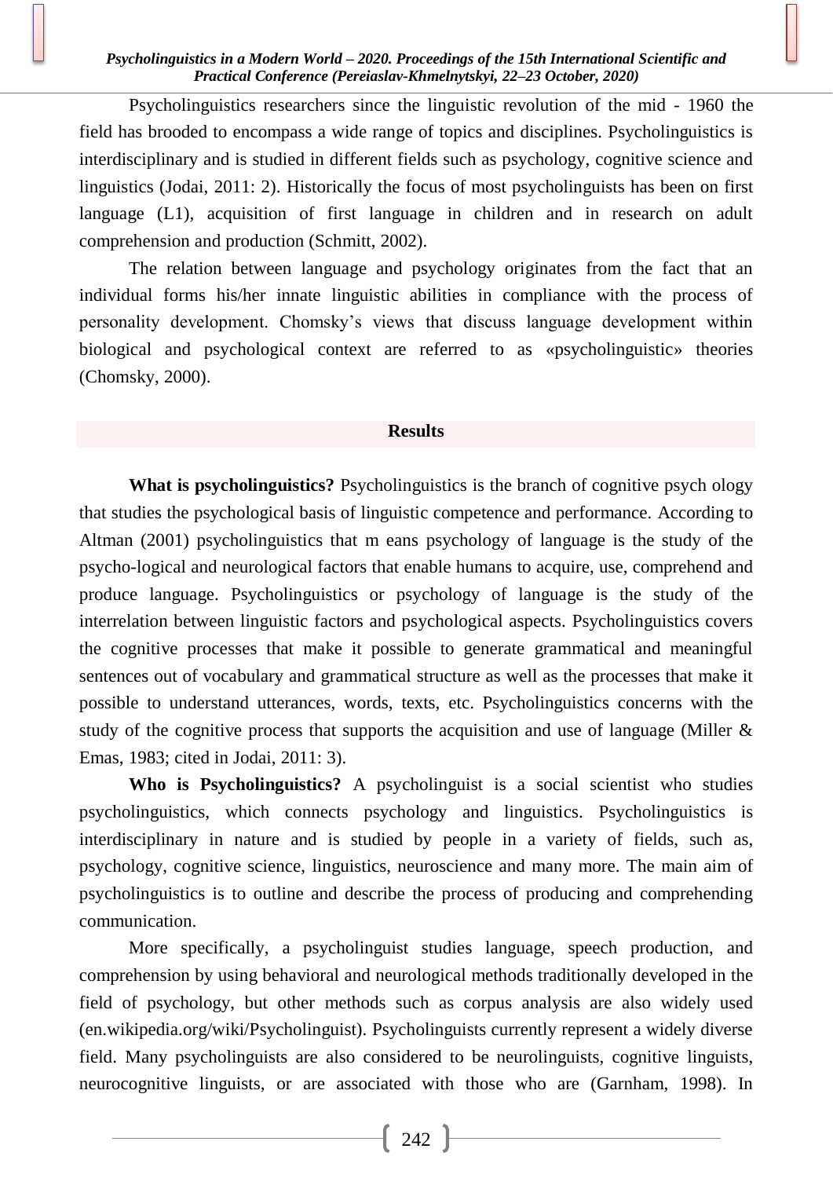Psycholinguistics researchers since the linguistic revolution of the mid - 1960 the field has brooded to encompass a wide range of topics and disciplines. Psycholinguistics is interdisciplinary and is studied in different fields such as psychology, cognitive science and linguistics (Jodai, 2011: 2). Historically the focus of most psycholinguists has been on first language (L1), acquisition of first language in children and in research on adult comprehension and production (Schmitt, 2002).

The relation between language and psychology originates from the fact that an individual forms his/her innate linguistic abilities in compliance with the process of personality development. Chomsky's views that discuss language development within biological and psychological context are referred to as «psycholinguistic» theories (Chomsky, 2000).

## Results

**What is psycholinguistics?** Psycholinguistics is the branch of cognitive psych ology that studies the psychological basis of linguistic competence and performance. According to Altman (2001) psycholinguistics that m eans psychology of language is the study of the psycho-logical and neurological factors that enable humans to acquire, use, comprehend and produce language. Psycholinguistics or psychology of language is the study of the interrelation between linguistic factors and psychological aspects. Psycholinguistics covers the cognitive processes that make it possible to generate grammatical and meaningful sentences out of vocabulary and grammatical structure as well as the processes that make it possible to understand utterances, words, texts, etc. Psycholinguistics concerns with the study of the cognitive process that supports the acquisition and use of language (Miller & Emas, 1983; cited in Jodai, 2011: 3).

**Who is Psycholinguistics?** A psycholinguist is a social scientist who studies psycholinguistics, which connects psychology and linguistics. Psycholinguistics is interdisciplinary in nature and is studied by people in a variety of fields, such as, psychology, cognitive science, linguistics, neuroscience and many more. The main aim of psycholinguistics is to outline and describe the process of producing and comprehending communication.

More specifically, a psycholinguist studies language, speech production, and comprehension by using behavioral and neurological methods traditionally developed in the field of psychology, but other methods such as corpus analysis are also widely used (en.wikipedia.org/wiki/Psycholinguist). Psycholinguists currently represent a widely diverse field. Many psycholinguists are also considered to be neurolinguists, cognitive linguists, neurocognitive linguists, or are associated with those who are (Garnham, 1998). In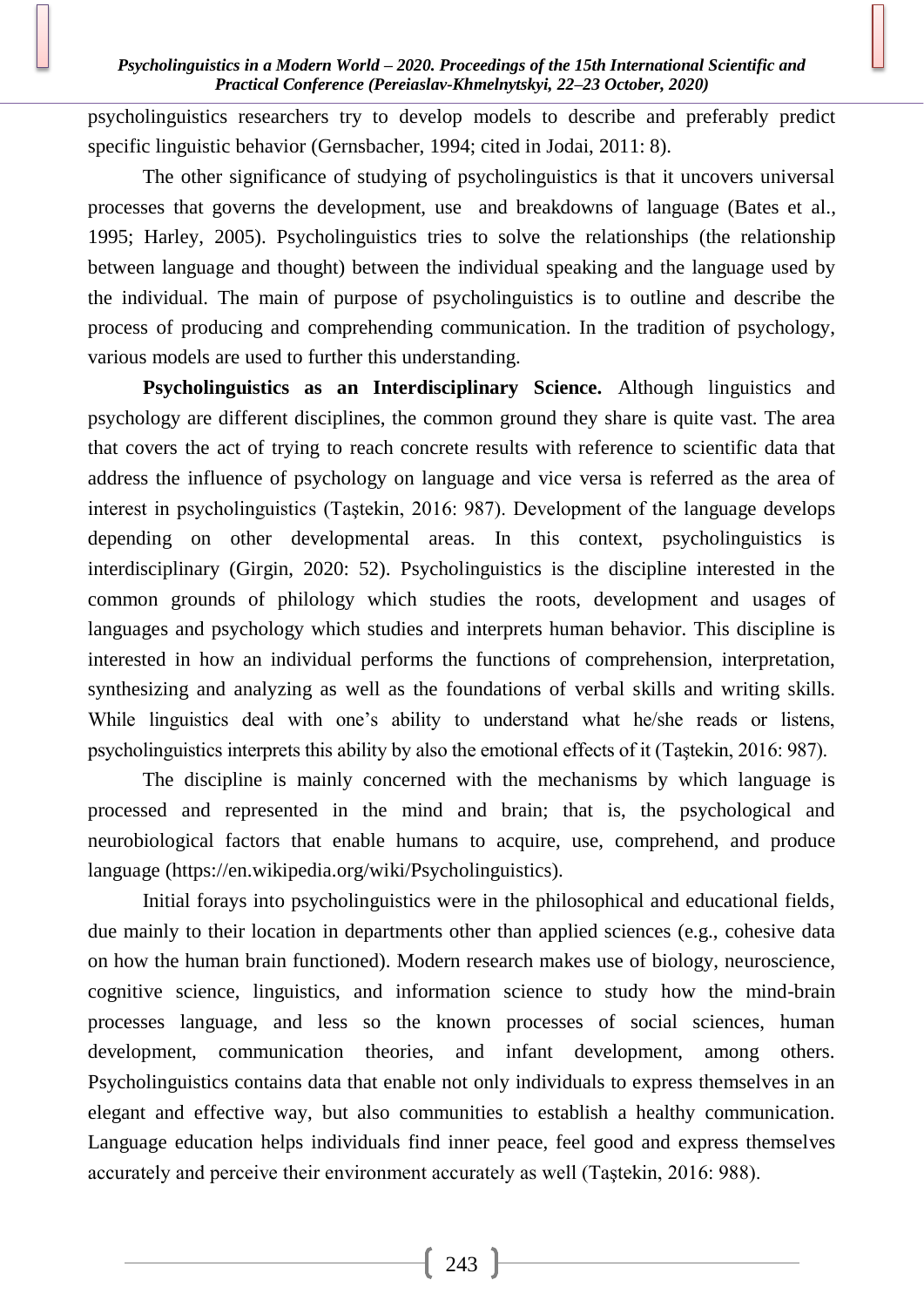psycholinguistics researchers try to develop models to describe and preferably predict specific linguistic behavior (Gernsbacher, 1994; cited in Jodai, 2011: 8).

The other significance of studying of psycholinguistics is that it uncovers universal processes that governs the development, use and breakdowns of language (Bates et al., 1995; Harley, 2005). Psycholinguistics tries to solve the relationships (the relationship between language and thought) between the individual speaking and the language used by the individual. The main of purpose of psycholinguistics is to outline and describe the process of producing and comprehending communication. In the tradition of psychology, various models are used to further this understanding.

**Psycholinguistics as an Interdisciplinary Science.** Although linguistics and psychology are different disciplines, the common ground they share is quite vast. The area that covers the act of trying to reach concrete results with reference to scientific data that address the influence of psychology on language and vice versa is referred as the area of interest in psycholinguistics (Taştekin, 2016: 987). Development of the language develops depending on other developmental areas. In this context, psycholinguistics is interdisciplinary (Girgin, 2020: 52). Psycholinguistics is the discipline interested in the common grounds of philology which studies the roots, development and usages of languages and psychology which studies and interprets human behavior. This discipline is interested in how an individual performs the functions of comprehension, interpretation, synthesizing and analyzing as well as the foundations of verbal skills and writing skills. While linguistics deal with one's ability to understand what he/she reads or listens, psycholinguistics interprets this ability by also the emotional effects of it (Taştekin, 2016: 987).

The discipline is mainly concerned with the mechanisms by which language is processed and represented in the mind and brain; that is, the psychological and neurobiological factors that enable humans to acquire, use, comprehend, and produce language (https://en.wikipedia.org/wiki/Psycholinguistics).

Initial forays into psycholinguistics were in the philosophical and educational fields, due mainly to their location in departments other than applied sciences (e.g., cohesive data on how the human brain functioned). Modern research makes use of biology, neuroscience, cognitive science, linguistics, and information science to study how the mind-brain processes language, and less so the known processes of social sciences, human development, communication theories, and infant development, among others. Psycholinguistics contains data that enable not only individuals to express themselves in an elegant and effective way, but also communities to establish a healthy communication. Language education helps individuals find inner peace, feel good and express themselves accurately and perceive their environment accurately as well (Taştekin, 2016: 988).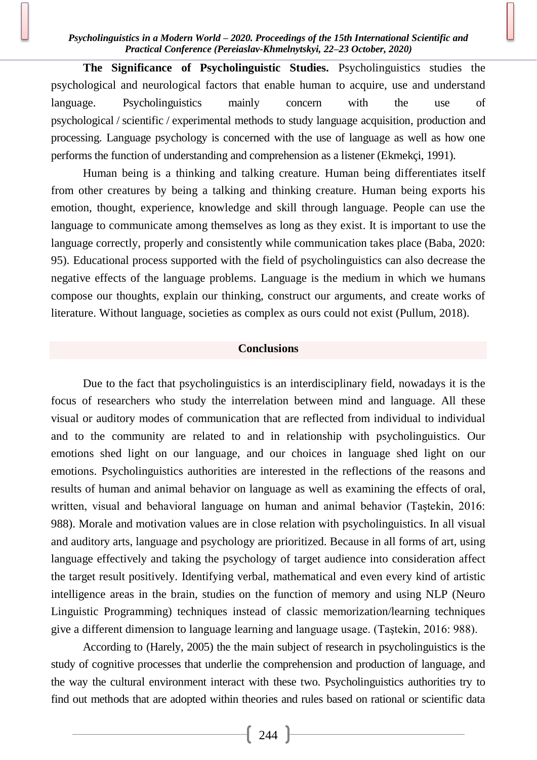**The Significance of Psycholinguistic Studies.** Psycholinguistics studies the psychological and neurological factors that enable human to acquire, use and understand language. Psycholinguistics mainly concern with the use of psychological / scientific / experimental methods to study language acquisition, production and processing. Language psychology is concerned with the use of language as well as how one performs the function of understanding and comprehension as a listener (Ekmekçi, 1991).

Human being is a thinking and talking creature. Human being differentiates itself from other creatures by being a talking and thinking creature. Human being exports his emotion, thought, experience, knowledge and skill through language. People can use the language to communicate among themselves as long as they exist. It is important to use the language correctly, properly and consistently while communication takes place (Baba, 2020: 95). Educational process supported with the field of psycholinguistics can also decrease the negative effects of the language problems. Language is the medium in which we humans compose our thoughts, explain our thinking, construct our arguments, and create works of literature. Without language, societies as complex as ours could not exist (Pullum, 2018).

## Conclusions

Due to the fact that psycholinguistics is an interdisciplinary field, nowadays it is the focus of researchers who study the interrelation between mind and language. All these visual or auditory modes of communication that are reflected from individual to individual and to the community are related to and in relationship with psycholinguistics. Our emotions shed light on our language, and our choices in language shed light on our emotions. Psycholinguistics authorities are interested in the reflections of the reasons and results of human and animal behavior on language as well as examining the effects of oral, written, visual and behavioral language on human and animal behavior (Taştekin, 2016: 988). Morale and motivation values are in close relation with psycholinguistics. In all visual and auditory arts, language and psychology are prioritized. Because in all forms of art, using language effectively and taking the psychology of target audience into consideration affect the target result positively. Identifying verbal, mathematical and even every kind of artistic intelligence areas in the brain, studies on the function of memory and using NLP (Neuro Linguistic Programming) techniques instead of classic memorization/learning techniques give a different dimension to language learning and language usage. (Taştekin, 2016: 988).

According to (Harely, 2005) the the main subject of research in psycholinguistics is the study of cognitive processes that underlie the comprehension and production of language, and the way the cultural environment interact with these two. Psycholinguistics authorities try to find out methods that are adopted within theories and rules based on rational or scientific data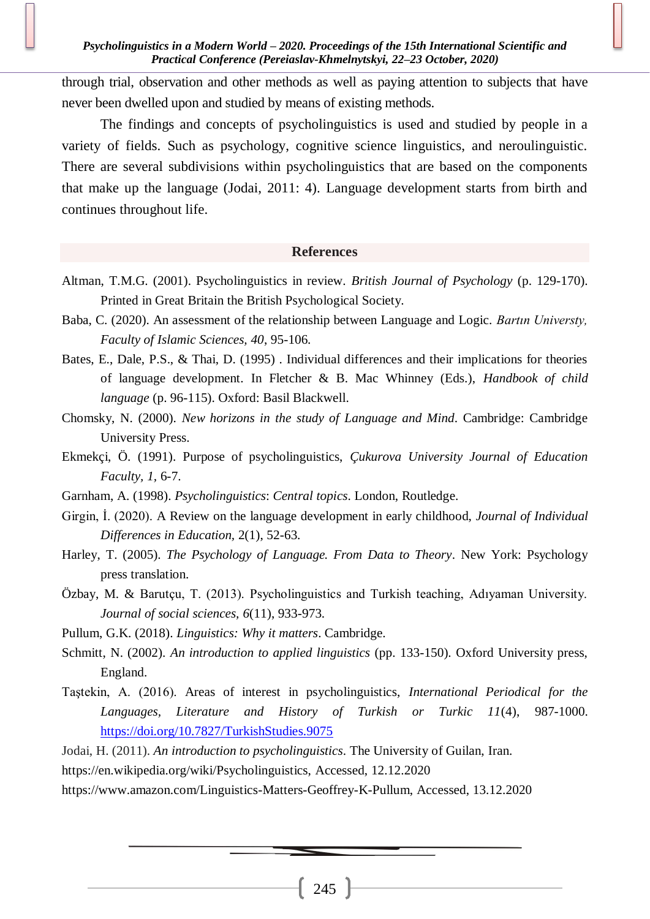through trial, observation and other methods as well as paying attention to subjects that have never been dwelled upon and studied by means of existing methods.

The findings and concepts of psycholinguistics is used and studied by people in a variety of fields. Such as psychology, cognitive science linguistics, and neroulinguistic. There are several subdivisions within psycholinguistics that are based on the components that make up the language (Jodai, 2011: 4). Language development starts from birth and continues throughout life.

## References

Altman, T.M.G. (2001). Psycholinguistics in review. *British Journal of Psychology* (p. 129-170). Printed in Great Britain the British Psychological Society.

Baba, C. (2020). An assessment of the relationship between Language and Logic. *Bartın University, Faculty of Islamic Sciences, 40*, 95-106.

Bates, E., Dale, P.S., & Thai, D. (1995) . Individual differences and their implications for theories of language development. In Fletcher & B. Mac Whinney (Eds.), *Handbook of child language* (p. 96-115). Oxford: Basil Blackwell.

Chomsky, N. (2000). *New horizons in the study of Language and Mind*. Cambridge: Cambridge University Press.

Ekmekçi, Ö. (1991). Purpose of psycholinguistics, *Çukurova University Journal of Education Faculty, 1*, 6-7.

Garnham, A. (1998). *Psycholinguistics*: *Central topics*. London, Routledge.

Girgin, İ. (2020). A Review on the language development in early childhood, *Journal of Individual Differences in Education*, 2(1), 52-63.

Harley, T. (2005). *The Psychology of Language. From Data to Theory*. New York: Psychology press translation.

Özbay, M. & Barutçu, T. (2013). Psycholinguistics and Turkish teaching, Adıyaman University. *Journal of social sciences, 6*(11), 933-973.

Pullum, G.K. (2018). *Linguistics: Why it matters*. Cambridge.

Schmitt, N. (2002). *An introduction to applied linguistics* (pp. 133-150). Oxford University press, England.

Taştekin, A. (2016). Areas of interest in psycholinguistics, *International Periodical for the Languages, Literature and History of Turkish or Turkic 11*(4), 987-1000. https://doi.org/10.7827/TurkishStudies.9075

Jodai, H. (2011). *An introduction to psycholinguistics*. The University of Guilan, Iran.

https://en.wikipedia.org/wiki/Psycholinguistics, Accessed, 12.12.2020

https://www.amazon.com/Linguistics-Matters-Geoffrey-K-Pullum, Accessed, 13.12.2020